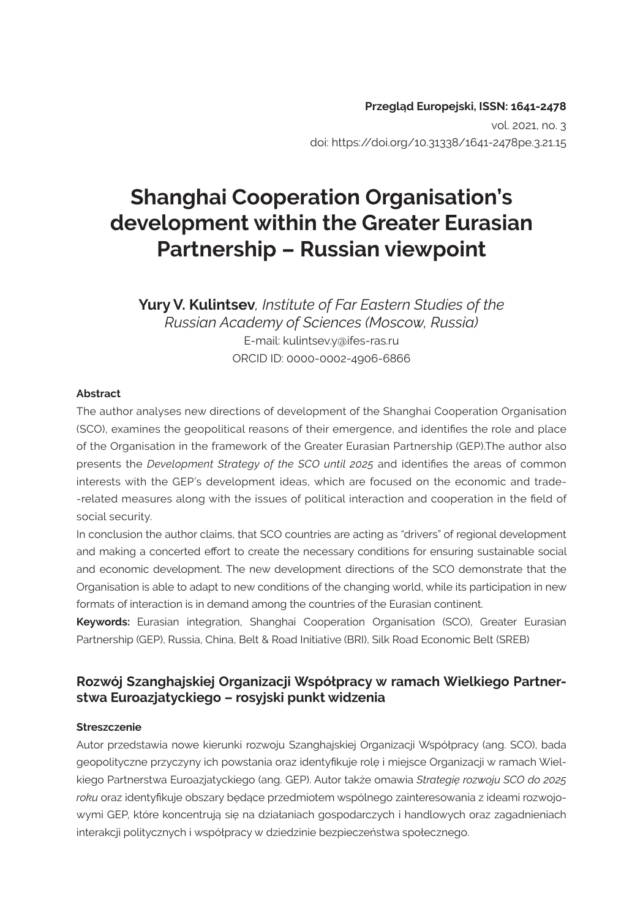**Przegląd Europejski, ISSN: 1641-2478**
vol. 2021, no. 3
doi: https://doi.org/10.31338/1641-2478pe.3.21.15

# Shanghai Cooperation Organisation's development within the Greater Eurasian Partnership – Russian viewpoint

**Yury V. Kulintsev**, *Institute of Far Eastern Studies of the Russian Academy of Sciences (Moscow, Russia)*
E-mail: kulintsev.y@ifes-ras.ru
ORCID ID: 0000-0002-4906-6866

#### Abstract

The author analyses new directions of development of the Shanghai Cooperation Organisation (SCO), examines the geopolitical reasons of their emergence, and identifies the role and place of the Organisation in the framework of the Greater Eurasian Partnership (GEP).The author also presents the *Development Strategy of the SCO until 2025* and identifies the areas of common interests with the GEP's development ideas, which are focused on the economic and trade-related measures along with the issues of political interaction and cooperation in the field of social security.

In conclusion the author claims, that SCO countries are acting as "drivers" of regional development and making a concerted effort to create the necessary conditions for ensuring sustainable social and economic development. The new development directions of the SCO demonstrate that the Organisation is able to adapt to new conditions of the changing world, while its participation in new formats of interaction is in demand among the countries of the Eurasian continent.

**Keywords:** Eurasian integration, Shanghai Cooperation Organisation (SCO), Greater Eurasian Partnership (GEP), Russia, China, Belt & Road Initiative (BRI), Silk Road Economic Belt (SREB)

### Rozwój Szanghajskiej Organizacji Współpracy w ramach Wielkiego Partnerstwa Euroazjatyckiego – rosyjski punkt widzenia

#### Streszczenie

Autor przedstawia nowe kierunki rozwoju Szanghajskiej Organizacji Współpracy (ang. SCO), bada geopolityczne przyczyny ich powstania oraz identyfikuje rolę i miejsce Organizacji w ramach Wielkiego Partnerstwa Euroazjatyckiego (ang. GEP). Autor także omawia *Strategię rozwoju SCO do 2025 roku* oraz identyfikuje obszary będące przedmiotem wspólnego zainteresowania z ideami rozwojowymi GEP, które koncentrują się na działaniach gospodarczych i handlowych oraz zagadnieniach interakcji politycznych i współpracy w dziedzinie bezpieczeństwa społecznego.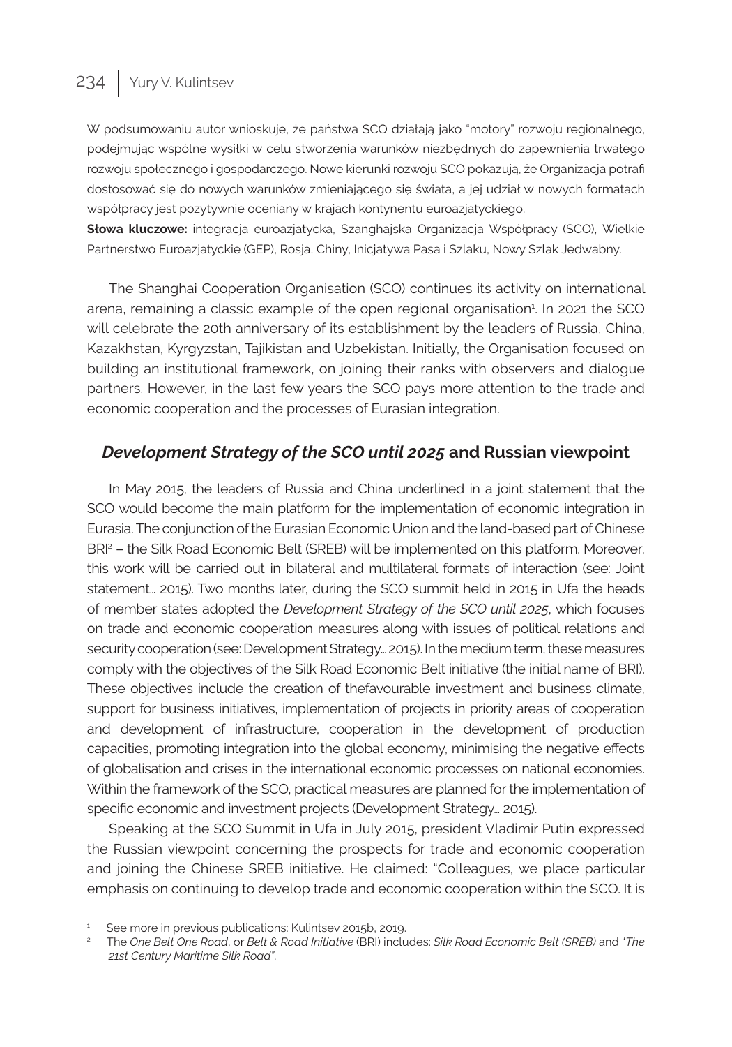W podsumowaniu autor wnioskuje, że państwa SCO działają jako "motory" rozwoju regionalnego, podejmując wspólne wysiłki w celu stworzenia warunków niezbędnych do zapewnienia trwałego rozwoju społecznego i gospodarczego. Nowe kierunki rozwoju SCO pokazują, że Organizacja potrafi dostosować się do nowych warunków zmieniającego się świata, a jej udział w nowych formatach współpracy jest pozytywnie oceniany w krajach kontynentu euroazjatyckiego.

**Słowa kluczowe:** integracja euroazjatycka, Szanghajska Organizacja Współpracy (SCO), Wielkie Partnerstwo Euroazjatyckie (GEP), Rosja, Chiny, Inicjatywa Pasa i Szlaku, Nowy Szlak Jedwabny.

The Shanghai Cooperation Organisation (SCO) continues its activity on international arena, remaining a classic example of the open regional organisation[1]. In 2021 the SCO will celebrate the 20th anniversary of its establishment by the leaders of Russia, China, Kazakhstan, Kyrgyzstan, Tajikistan and Uzbekistan. Initially, the Organisation focused on building an institutional framework, on joining their ranks with observers and dialogue partners. However, in the last few years the SCO pays more attention to the trade and economic cooperation and the processes of Eurasian integration.

## *Development Strategy of the SCO until 2025* and Russian viewpoint

In May 2015, the leaders of Russia and China underlined in a joint statement that the SCO would become the main platform for the implementation of economic integration in Eurasia. The conjunction of the Eurasian Economic Union and the land-based part of Chinese BRI[2] – the Silk Road Economic Belt (SREB) will be implemented on this platform. Moreover, this work will be carried out in bilateral and multilateral formats of interaction (see: Joint statement… 2015). Two months later, during the SCO summit held in 2015 in Ufa the heads of member states adopted the *Development Strategy of the SCO until 2025*, which focuses on trade and economic cooperation measures along with issues of political relations and security cooperation (see: Development Strategy… 2015). In the medium term, these measures comply with the objectives of the Silk Road Economic Belt initiative (the initial name of BRI). These objectives include the creation of thefavourable investment and business climate, support for business initiatives, implementation of projects in priority areas of cooperation and development of infrastructure, cooperation in the development of production capacities, promoting integration into the global economy, minimising the negative effects of globalisation and crises in the international economic processes on national economies. Within the framework of the SCO, practical measures are planned for the implementation of specific economic and investment projects (Development Strategy… 2015).

Speaking at the SCO Summit in Ufa in July 2015, president Vladimir Putin expressed the Russian viewpoint concerning the prospects for trade and economic cooperation and joining the Chinese SREB initiative. He claimed: "Colleagues, we place particular emphasis on continuing to develop trade and economic cooperation within the SCO. It is

[1] See more in previous publications: Kulintsev 2015b, 2019.

[2] The *One Belt One Road*, or *Belt & Road Initiative* (BRI) includes: *Silk Road Economic Belt (SREB)* and "*The 21st Century Maritime Silk Road"*.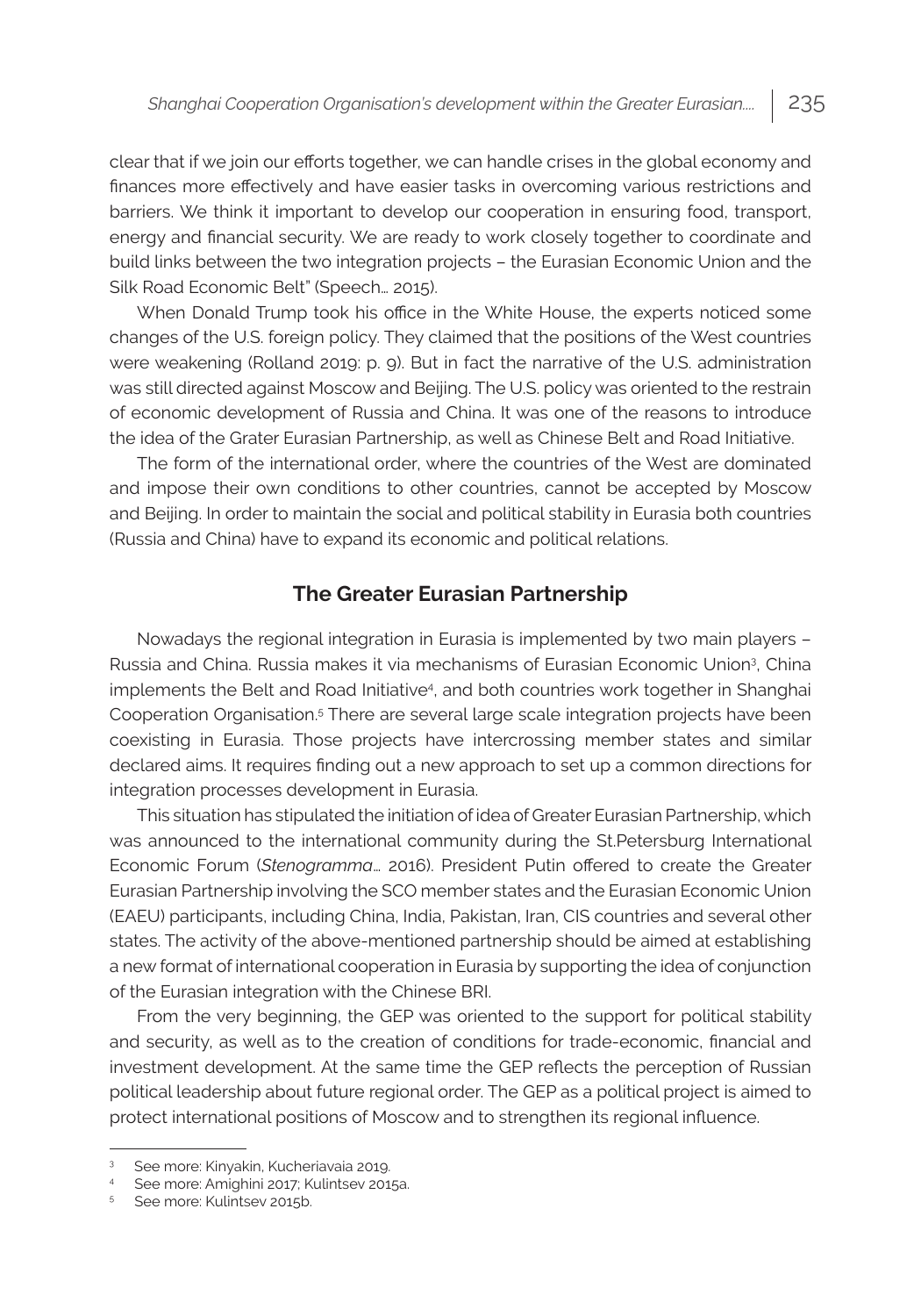clear that if we join our efforts together, we can handle crises in the global economy and finances more effectively and have easier tasks in overcoming various restrictions and barriers. We think it important to develop our cooperation in ensuring food, transport, energy and financial security. We are ready to work closely together to coordinate and build links between the two integration projects – the Eurasian Economic Union and the Silk Road Economic Belt" (Speech… 2015).

When Donald Trump took his office in the White House, the experts noticed some changes of the U.S. foreign policy. They claimed that the positions of the West countries were weakening (Rolland 2019: p. 9). But in fact the narrative of the U.S. administration was still directed against Moscow and Beijing. The U.S. policy was oriented to the restrain of economic development of Russia and China. It was one of the reasons to introduce the idea of the Grater Eurasian Partnership, as well as Chinese Belt and Road Initiative.

The form of the international order, where the countries of the West are dominated and impose their own conditions to other countries, cannot be accepted by Moscow and Beijing. In order to maintain the social and political stability in Eurasia both countries (Russia and China) have to expand its economic and political relations.

## The Greater Eurasian Partnership

Nowadays the regional integration in Eurasia is implemented by two main players – Russia and China. Russia makes it via mechanisms of Eurasian Economic Union[3], China implements the Belt and Road Initiative[4], and both countries work together in Shanghai Cooperation Organisation.[5] There are several large scale integration projects have been coexisting in Eurasia. Those projects have intercrossing member states and similar declared aims. It requires finding out a new approach to set up a common directions for integration processes development in Eurasia.

This situation has stipulated the initiation of idea of Greater Eurasian Partnership, which was announced to the international community during the St.Petersburg International Economic Forum (*Stenogramma*… 2016). President Putin offered to create the Greater Eurasian Partnership involving the SCO member states and the Eurasian Economic Union (EAEU) participants, including China, India, Pakistan, Iran, CIS countries and several other states. The activity of the above-mentioned partnership should be aimed at establishing a new format of international cooperation in Eurasia by supporting the idea of conjunction of the Eurasian integration with the Chinese BRI.

From the very beginning, the GEP was oriented to the support for political stability and security, as well as to the creation of conditions for trade-economic, financial and investment development. At the same time the GEP reflects the perception of Russian political leadership about future regional order. The GEP as a political project is aimed to protect international positions of Moscow and to strengthen its regional influence.

---

[3] See more: Kinyakin, Kucheriavaia 2019.

[4] See more: Amighini 2017; Kulintsev 2015a.

[5] See more: Kulintsev 2015b.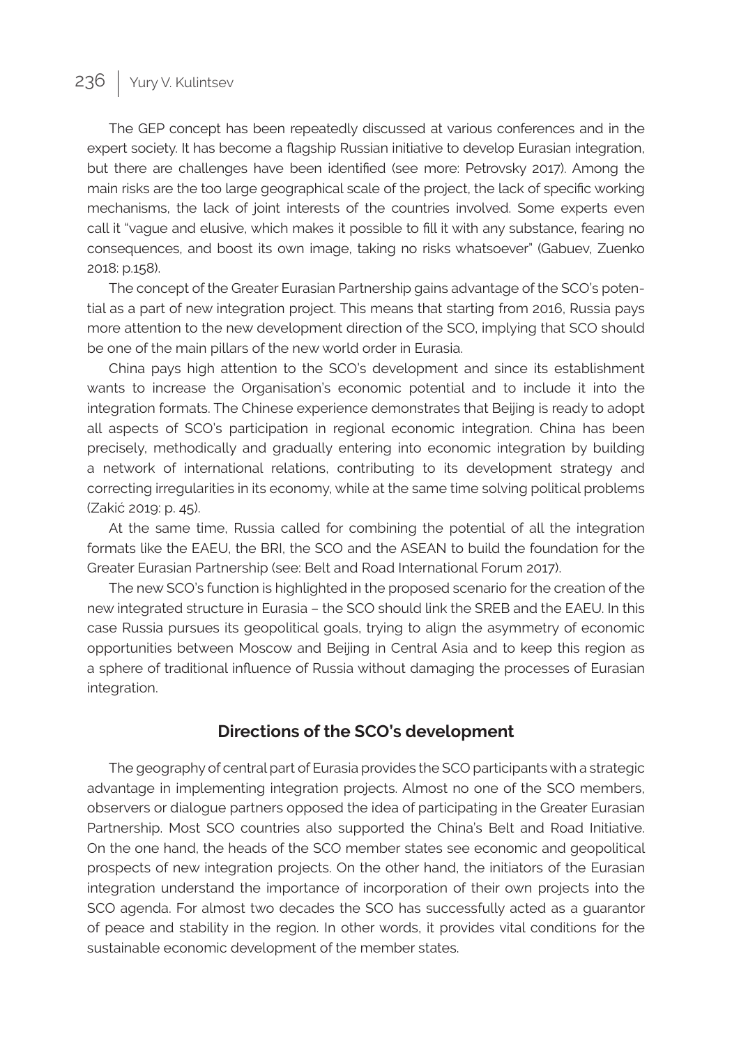The GEP concept has been repeatedly discussed at various conferences and in the expert society. It has become a flagship Russian initiative to develop Eurasian integration, but there are challenges have been identified (see more: Petrovsky 2017). Among the main risks are the too large geographical scale of the project, the lack of specific working mechanisms, the lack of joint interests of the countries involved. Some experts even call it "vague and elusive, which makes it possible to fill it with any substance, fearing no consequences, and boost its own image, taking no risks whatsoever" (Gabuev, Zuenko 2018: p.158).

The concept of the Greater Eurasian Partnership gains advantage of the SCO's potential as a part of new integration project. This means that starting from 2016, Russia pays more attention to the new development direction of the SCO, implying that SCO should be one of the main pillars of the new world order in Eurasia.

China pays high attention to the SCO's development and since its establishment wants to increase the Organisation's economic potential and to include it into the integration formats. The Chinese experience demonstrates that Beijing is ready to adopt all aspects of SCO's participation in regional economic integration. China has been precisely, methodically and gradually entering into economic integration by building a network of international relations, contributing to its development strategy and correcting irregularities in its economy, while at the same time solving political problems (Zakić 2019: p. 45).

At the same time, Russia called for combining the potential of all the integration formats like the EAEU, the BRI, the SCO and the ASEAN to build the foundation for the Greater Eurasian Partnership (see: Belt and Road International Forum 2017).

The new SCO's function is highlighted in the proposed scenario for the creation of the new integrated structure in Eurasia – the SCO should link the SREB and the EAEU. In this case Russia pursues its geopolitical goals, trying to align the asymmetry of economic opportunities between Moscow and Beijing in Central Asia and to keep this region as a sphere of traditional influence of Russia without damaging the processes of Eurasian integration.

## Directions of the SCO's development

The geography of central part of Eurasia provides the SCO participants with a strategic advantage in implementing integration projects. Almost no one of the SCO members, observers or dialogue partners opposed the idea of participating in the Greater Eurasian Partnership. Most SCO countries also supported the China's Belt and Road Initiative. On the one hand, the heads of the SCO member states see economic and geopolitical prospects of new integration projects. On the other hand, the initiators of the Eurasian integration understand the importance of incorporation of their own projects into the SCO agenda. For almost two decades the SCO has successfully acted as a guarantor of peace and stability in the region. In other words, it provides vital conditions for the sustainable economic development of the member states.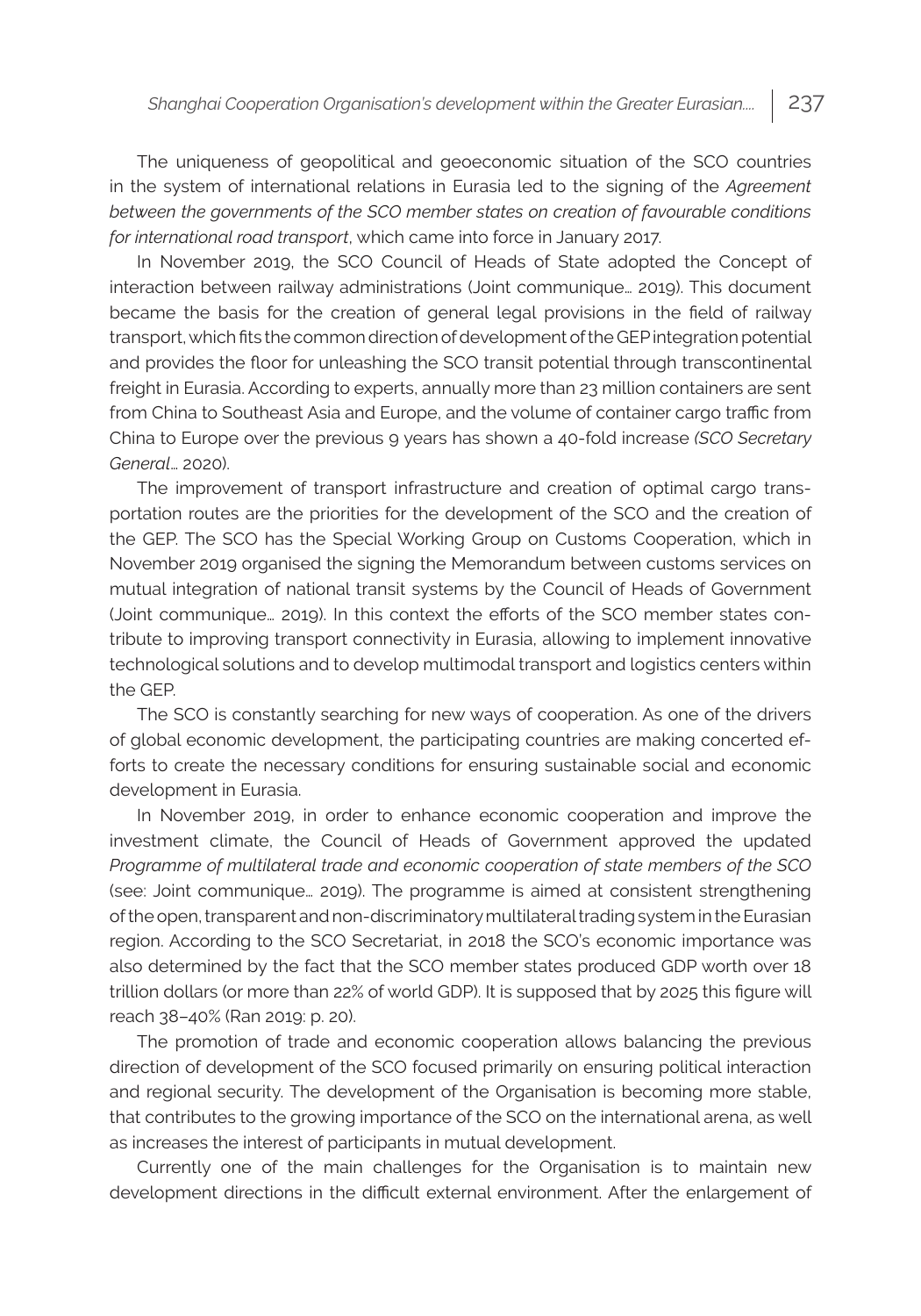The uniqueness of geopolitical and geoeconomic situation of the SCO countries in the system of international relations in Eurasia led to the signing of the *Agreement between the governments of the SCO member states on creation of favourable conditions for international road transport*, which came into force in January 2017.

In November 2019, the SCO Council of Heads of State adopted the Concept of interaction between railway administrations (Joint communique… 2019). This document became the basis for the creation of general legal provisions in the field of railway transport, which fits the common direction of development of the GEP integration potential and provides the floor for unleashing the SCO transit potential through transcontinental freight in Eurasia. According to experts, annually more than 23 million containers are sent from China to Southeast Asia and Europe, and the volume of container cargo traffic from China to Europe over the previous 9 years has shown a 40-fold increase *(SCO Secretary General*… 2020).

The improvement of transport infrastructure and creation of optimal cargo transportation routes are the priorities for the development of the SCO and the creation of the GEP. The SCO has the Special Working Group on Customs Cooperation, which in November 2019 organised the signing the Memorandum between customs services on mutual integration of national transit systems by the Council of Heads of Government (Joint communique… 2019). In this context the efforts of the SCO member states contribute to improving transport connectivity in Eurasia, allowing to implement innovative technological solutions and to develop multimodal transport and logistics centers within the GEP.

The SCO is constantly searching for new ways of cooperation. As one of the drivers of global economic development, the participating countries are making concerted efforts to create the necessary conditions for ensuring sustainable social and economic development in Eurasia.

In November 2019, in order to enhance economic cooperation and improve the investment climate, the Council of Heads of Government approved the updated *Programme of multilateral trade and economic cooperation of state members of the SCO* (see: Joint communique… 2019). The programme is aimed at consistent strengthening of the open, transparent and non-discriminatory multilateral trading system in the Eurasian region. According to the SCO Secretariat, in 2018 the SCO's economic importance was also determined by the fact that the SCO member states produced GDP worth over 18 trillion dollars (or more than 22% of world GDP). It is supposed that by 2025 this figure will reach 38–40% (Ran 2019: p. 20).

The promotion of trade and economic cooperation allows balancing the previous direction of development of the SCO focused primarily on ensuring political interaction and regional security. The development of the Organisation is becoming more stable, that contributes to the growing importance of the SCO on the international arena, as well as increases the interest of participants in mutual development.

Currently one of the main challenges for the Organisation is to maintain new development directions in the difficult external environment. After the enlargement of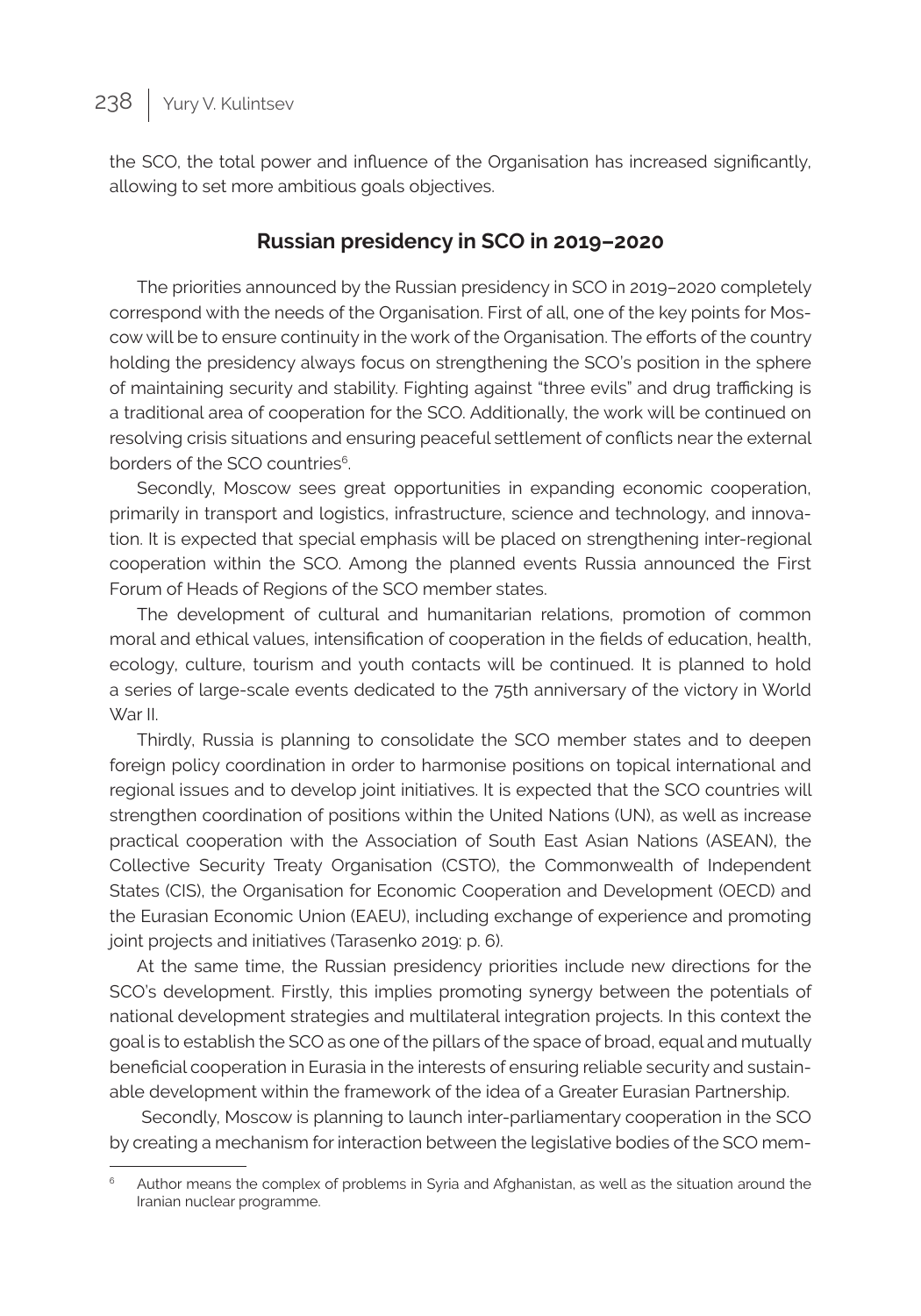the SCO, the total power and influence of the Organisation has increased significantly, allowing to set more ambitious goals objectives.

## Russian presidency in SCO in 2019–2020

The priorities announced by the Russian presidency in SCO in 2019–2020 completely correspond with the needs of the Organisation. First of all, one of the key points for Moscow will be to ensure continuity in the work of the Organisation. The efforts of the country holding the presidency always focus on strengthening the SCO's position in the sphere of maintaining security and stability. Fighting against "three evils" and drug trafficking is a traditional area of cooperation for the SCO. Additionally, the work will be continued on resolving crisis situations and ensuring peaceful settlement of conflicts near the external borders of the SCO countries[6].

Secondly, Moscow sees great opportunities in expanding economic cooperation, primarily in transport and logistics, infrastructure, science and technology, and innovation. It is expected that special emphasis will be placed on strengthening inter-regional cooperation within the SCO. Among the planned events Russia announced the First Forum of Heads of Regions of the SCO member states.

The development of cultural and humanitarian relations, promotion of common moral and ethical values, intensification of cooperation in the fields of education, health, ecology, culture, tourism and youth contacts will be continued. It is planned to hold a series of large-scale events dedicated to the 75th anniversary of the victory in World War II.

Thirdly, Russia is planning to consolidate the SCO member states and to deepen foreign policy coordination in order to harmonise positions on topical international and regional issues and to develop joint initiatives. It is expected that the SCO countries will strengthen coordination of positions within the United Nations (UN), as well as increase practical cooperation with the Association of South East Asian Nations (ASEAN), the Collective Security Treaty Organisation (CSTO), the Commonwealth of Independent States (CIS), the Organisation for Economic Cooperation and Development (OECD) and the Eurasian Economic Union (EAEU), including exchange of experience and promoting joint projects and initiatives (Tarasenko 2019: p. 6).

At the same time, the Russian presidency priorities include new directions for the SCO's development. Firstly, this implies promoting synergy between the potentials of national development strategies and multilateral integration projects. In this context the goal is to establish the SCO as one of the pillars of the space of broad, equal and mutually beneficial cooperation in Eurasia in the interests of ensuring reliable security and sustainable development within the framework of the idea of a Greater Eurasian Partnership.

Secondly, Moscow is planning to launch inter-parliamentary cooperation in the SCO by creating a mechanism for interaction between the legislative bodies of the SCO mem-

[6] Author means the complex of problems in Syria and Afghanistan, as well as the situation around the Iranian nuclear programme.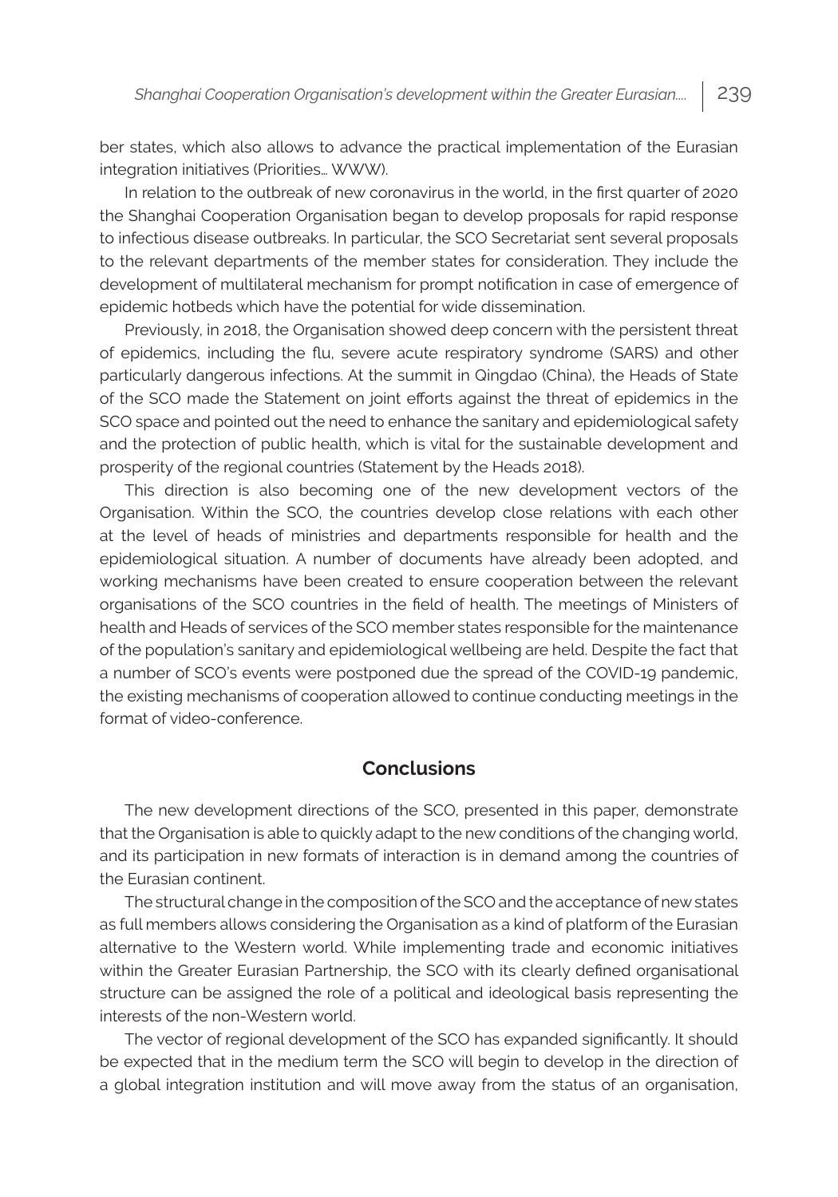ber states, which also allows to advance the practical implementation of the Eurasian integration initiatives (Priorities… WWW).

In relation to the outbreak of new coronavirus in the world, in the first quarter of 2020 the Shanghai Cooperation Organisation began to develop proposals for rapid response to infectious disease outbreaks. In particular, the SCO Secretariat sent several proposals to the relevant departments of the member states for consideration. They include the development of multilateral mechanism for prompt notification in case of emergence of epidemic hotbeds which have the potential for wide dissemination.

Previously, in 2018, the Organisation showed deep concern with the persistent threat of epidemics, including the flu, severe acute respiratory syndrome (SARS) and other particularly dangerous infections. At the summit in Qingdao (China), the Heads of State of the SCO made the Statement on joint efforts against the threat of epidemics in the SCO space and pointed out the need to enhance the sanitary and epidemiological safety and the protection of public health, which is vital for the sustainable development and prosperity of the regional countries (Statement by the Heads 2018).

This direction is also becoming one of the new development vectors of the Organisation. Within the SCO, the countries develop close relations with each other at the level of heads of ministries and departments responsible for health and the epidemiological situation. A number of documents have already been adopted, and working mechanisms have been created to ensure cooperation between the relevant organisations of the SCO countries in the field of health. The meetings of Ministers of health and Heads of services of the SCO member states responsible for the maintenance of the population's sanitary and epidemiological wellbeing are held. Despite the fact that a number of SCO's events were postponed due the spread of the COVID-19 pandemic, the existing mechanisms of cooperation allowed to continue conducting meetings in the format of video-conference.

## Conclusions

The new development directions of the SCO, presented in this paper, demonstrate that the Organisation is able to quickly adapt to the new conditions of the changing world, and its participation in new formats of interaction is in demand among the countries of the Eurasian continent.

The structural change in the composition of the SCO and the acceptance of new states as full members allows considering the Organisation as a kind of platform of the Eurasian alternative to the Western world. While implementing trade and economic initiatives within the Greater Eurasian Partnership, the SCO with its clearly defined organisational structure can be assigned the role of a political and ideological basis representing the interests of the non-Western world.

The vector of regional development of the SCO has expanded significantly. It should be expected that in the medium term the SCO will begin to develop in the direction of a global integration institution and will move away from the status of an organisation,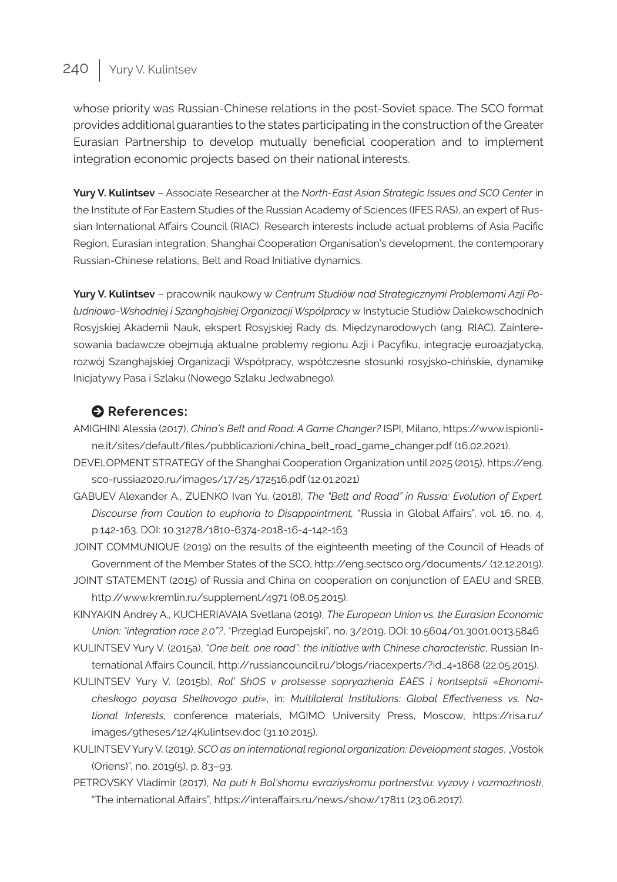whose priority was Russian-Chinese relations in the post-Soviet space. The SCO format provides additional guaranties to the states participating in the construction of the Greater Eurasian Partnership to develop mutually beneficial cooperation and to implement integration economic projects based on their national interests.

**Yury V. Kulintsev** – Associate Researcher at the *North-East Asian Strategic Issues and SCO Center* in the Institute of Far Eastern Studies of the Russian Academy of Sciences (IFES RAS), an expert of Russian International Affairs Council (RIAC). Research interests include actual problems of Asia Pacific Region, Eurasian integration, Shanghai Cooperation Organisation's development, the contemporary Russian-Chinese relations, Belt and Road Initiative dynamics.

**Yury V. Kulintsev** – pracownik naukowy w *Centrum Studiów nad Strategicznymi Problemami Azji Południowo-Wshodniej i Szanghajskiej Organizacji Współpracy* w Instytucie Studiów Dalekowschodnich Rosyjskiej Akademii Nauk, ekspert Rosyjskiej Rady ds. Międzynarodowych (ang. RIAC). Zainteresowania badawcze obejmują aktualne problemy regionu Azji i Pacyfiku, integrację euroazjatycką, rozwój Szanghajskiej Organizacji Współpracy, współczesne stosunki rosyjsko-chińskie, dynamikę Inicjatywy Pasa i Szlaku (Nowego Szlaku Jedwabnego).

## References:

AMIGHINI Alessia (2017), *China's Belt and Road: A Game Changer?* ISPI, Milano, https://www.ispionline.it/sites/default/files/pubblicazioni/china_belt_road_game_changer.pdf (16.02.2021).

DEVELOPMENT STRATEGY of the Shanghai Cooperation Organization until 2025 (2015), https://eng.sco-russia2020.ru/images/17/25/172516.pdf (12.01.2021)

GABUEV Alexander A., ZUENKO Ivan Yu. (2018), *The "Belt and Road" in Russia: Evolution of Expert. Discourse from Caution to euphoria to Disappointment,* "Russia in Global Affairs", vol. 16, no. 4, p.142-163. DOI: 10.31278/1810-6374-2018-16-4-142-163

JOINT COMMUNIQUE (2019) on the results of the eighteenth meeting of the Council of Heads of Government of the Member States of the SCO, http://eng.sectsco.org/documents/ (12.12.2019).

JOINT STATEMENT (2015) of Russia and China on cooperation on conjunction of EAEU and SREB, http://www.kremlin.ru/supplement/4971 (08.05.2015).

KINYAKIN Andrey A., KUCHERIAVAIA Svetlana (2019), *The European Union vs. the Eurasian Economic Union: "integration race 2.0"?*, "Przegląd Europejski", no. 3/2019. DOI: 10.5604/01.3001.0013.5846

KULINTSEV Yury V. (2015a), *"One belt, one road": the initiative with Chinese characteristic*, Russian International Affairs Council, http://russiancouncil.ru/blogs/riacexperts/?id_4=1868 (22.05.2015).

KULINTSEV Yury V. (2015b), *Rol' ShOS v protsesse sopryazhenia EAES i kontseptsii «Ekonomicheskogo poyasa Shelkovogo puti»*, in: *Multilateral Institutions: Global Effectiveness vs. National Interests,* conference materials, MGIMO University Press, Moscow, https://risa.ru/images/9theses/12/4Kulintsev.doc (31.10.2015).

KULINTSEV Yury V. (2019), *SCO as an international regional organization: Development stages*, „Vostok (Oriens)", no. 2019(5), p. 83–93.

PETROVSKY Vladimir (2017), *Na puti k Bol'shomu evraziyskomu partnerstvu: vyzovy i vozmozhnosti*, "The international Affairs", https://interaffairs.ru/news/show/17811 (23.06.2017).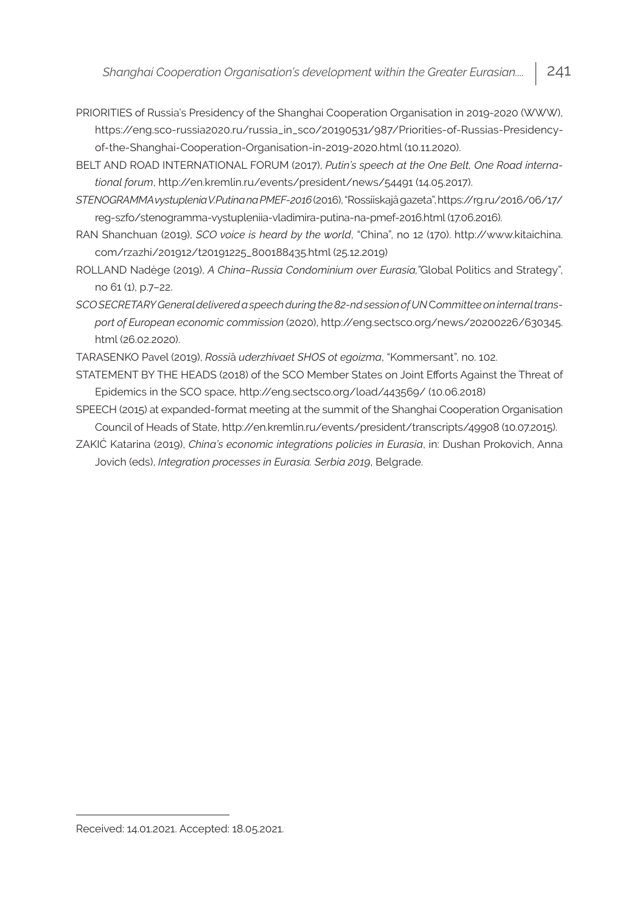PRIORITIES of Russia's Presidency of the Shanghai Cooperation Organisation in 2019-2020 (WWW), https://eng.sco-russia2020.ru/russia_in_sco/20190531/987/Priorities-of-Russias-Presidency-of-the-Shanghai-Cooperation-Organisation-in-2019-2020.html (10.11.2020).

BELT AND ROAD INTERNATIONAL FORUM (2017), *Putin's speech at the One Belt, One Road international forum*, http://en.kremlin.ru/events/president/news/54491 (14.05.2017).

*STENOGRAMMA vystuplenia V.Putina na PMEF-2016* (2016), "Rossiiskajâ gazeta", https://rg.ru/2016/06/17/reg-szfo/stenogramma-vystupleniia-vladimira-putina-na-pmef-2016.html (17.06.2016).

RAN Shanchuan (2019), *SCO voice is heard by the world*, "China", no 12 (170). http://www.kitaichina.com/rzazhi/201912/t20191225_800188435.html (25.12.2019)

ROLLAND Nadège (2019), *A China–Russia Condominium over Eurasia,*"Global Politics and Strategy", no 61 (1), p.7–22.

*SCO SECRETARY General delivered a speech during the 82-nd session of UN Committee on internal transport of European economic commission* (2020), http://eng.sectsco.org/news/20200226/630345.html (26.02.2020).

TARASENKO Pavel (2019), *Rossiâ uderzhivaet SHOS ot egoizma*, "Kommersant", no. 102.

STATEMENT BY THE HEADS (2018) of the SCO Member States on Joint Efforts Against the Threat of Epidemics in the SCO space, http://eng.sectsco.org/load/443569/ (10.06.2018)

SPEECH (2015) at expanded-format meeting at the summit of the Shanghai Cooperation Organisation Council of Heads of State, http://en.kremlin.ru/events/president/transcripts/49908 (10.07.2015).

ZAKIĆ Katarina (2019), *China's economic integrations policies in Eurasia*, in: Dushan Prokovich, Anna Jovich (eds), *Integration processes in Eurasia. Serbia 2019*, Belgrade.

Received: 14.01.2021. Accepted: 18.05.2021.